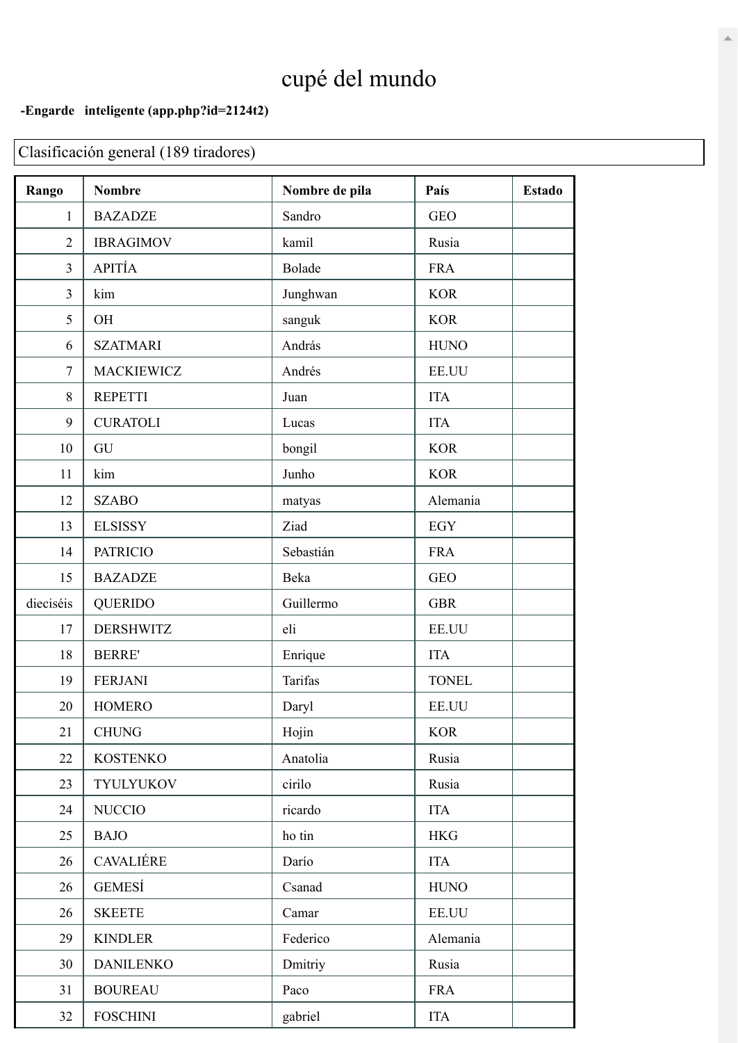# cupé del mundo

**-Engarde inteligente (app.php?id=2124t2)**

Clasificación general (189 tiradores)

| Rango | Nombre | Nombre de pila | País | Estado |
|---|---|---|---|---|
| 1 | BAZADZE | Sandro | GEO | |
| 2 | IBRAGIMOV | kamil | Rusia | |
| 3 | APITÍA | Bolade | FRA | |
| 3 | kim | Junghwan | KOR | |
| 5 | OH | sanguk | KOR | |
| 6 | SZATMARI | András | HUNO | |
| 7 | MACKIEWICZ | Andrés | EE.UU | |
| 8 | REPETTI | Juan | ITA | |
| 9 | CURATOLI | Lucas | ITA | |
| 10 | GU | bongil | KOR | |
| 11 | kim | Junho | KOR | |
| 12 | SZABO | matyas | Alemania | |
| 13 | ELSISSY | Ziad | EGY | |
| 14 | PATRICIO | Sebastián | FRA | |
| 15 | BAZADZE | Beka | GEO | |
| dieciséis | QUERIDO | Guillermo | GBR | |
| 17 | DERSHWITZ | eli | EE.UU | |
| 18 | BERRE' | Enrique | ITA | |
| 19 | FERJANI | Tarifas | TONEL | |
| 20 | HOMERO | Daryl | EE.UU | |
| 21 | CHUNG | Hojin | KOR | |
| 22 | KOSTENKO | Anatolia | Rusia | |
| 23 | TYULYUKOV | cirilo | Rusia | |
| 24 | NUCCIO | ricardo | ITA | |
| 25 | BAJO | ho tin | HKG | |
| 26 | CAVALIÉRE | Darío | ITA | |
| 26 | GEMESÍ | Csanad | HUNO | |
| 26 | SKEETE | Camar | EE.UU | |
| 29 | KINDLER | Federico | Alemania | |
| 30 | DANILENKO | Dmitriy | Rusia | |
| 31 | BOUREAU | Paco | FRA | |
| 32 | FOSCHINI | gabriel | ITA | |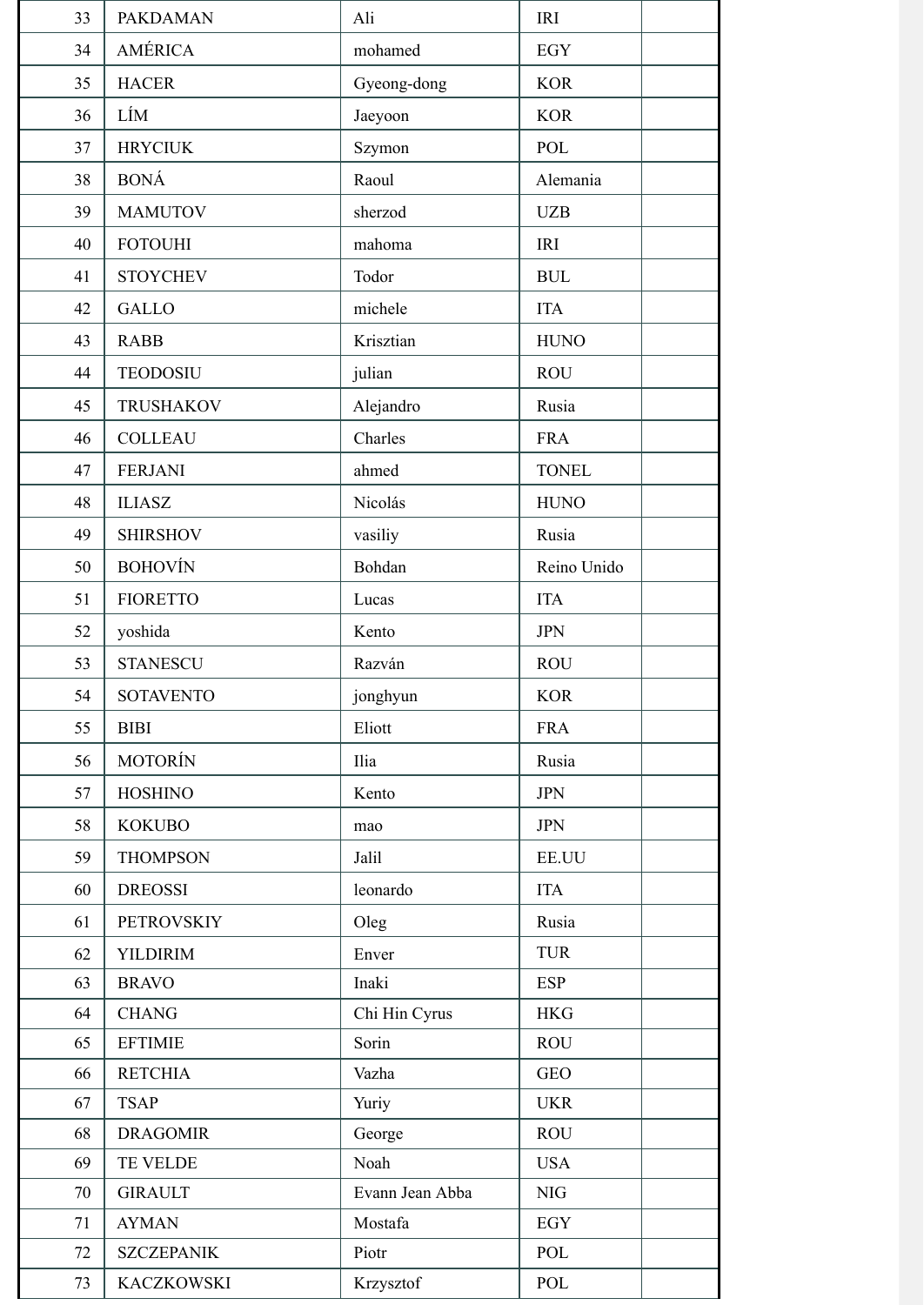| | | | | |
|---|---|---|---|---|
| 33 | PAKDAMAN | Ali | IRI | |
| 34 | AMÉRICA | mohamed | EGY | |
| 35 | HACER | Gyeong-dong | KOR | |
| 36 | LÍM | Jaeyoon | KOR | |
| 37 | HRYCIUK | Szymon | POL | |
| 38 | BONÁ | Raoul | Alemania | |
| 39 | MAMUTOV | sherzod | UZB | |
| 40 | FOTOUHI | mahoma | IRI | |
| 41 | STOYCHEV | Todor | BUL | |
| 42 | GALLO | michele | ITA | |
| 43 | RABB | Krisztian | HUNO | |
| 44 | TEODOSIU | julian | ROU | |
| 45 | TRUSHAKOV | Alejandro | Rusia | |
| 46 | COLLEAU | Charles | FRA | |
| 47 | FERJANI | ahmed | TONEL | |
| 48 | ILIASZ | Nicolás | HUNO | |
| 49 | SHIRSHOV | vasiliy | Rusia | |
| 50 | BOHOVÍN | Bohdan | Reino Unido | |
| 51 | FIORETTO | Lucas | ITA | |
| 52 | yoshida | Kento | JPN | |
| 53 | STANESCU | Razván | ROU | |
| 54 | SOTAVENTO | jonghyun | KOR | |
| 55 | BIBI | Eliott | FRA | |
| 56 | MOTORÍN | Ilia | Rusia | |
| 57 | HOSHINO | Kento | JPN | |
| 58 | KOKUBO | mao | JPN | |
| 59 | THOMPSON | Jalil | EE.UU | |
| 60 | DREOSSI | leonardo | ITA | |
| 61 | PETROVSKIY | Oleg | Rusia | |
| 62 | YILDIRIM | Enver | TUR | |
| 63 | BRAVO | Inaki | ESP | |
| 64 | CHANG | Chi Hin Cyrus | HKG | |
| 65 | EFTIMIE | Sorin | ROU | |
| 66 | RETCHIA | Vazha | GEO | |
| 67 | TSAP | Yuriy | UKR | |
| 68 | DRAGOMIR | George | ROU | |
| 69 | TE VELDE | Noah | USA | |
| 70 | GIRAULT | Evann Jean Abba | NIG | |
| 71 | AYMAN | Mostafa | EGY | |
| 72 | SZCZEPANIK | Piotr | POL | |
| 73 | KACZKOWSKI | Krzysztof | POL | |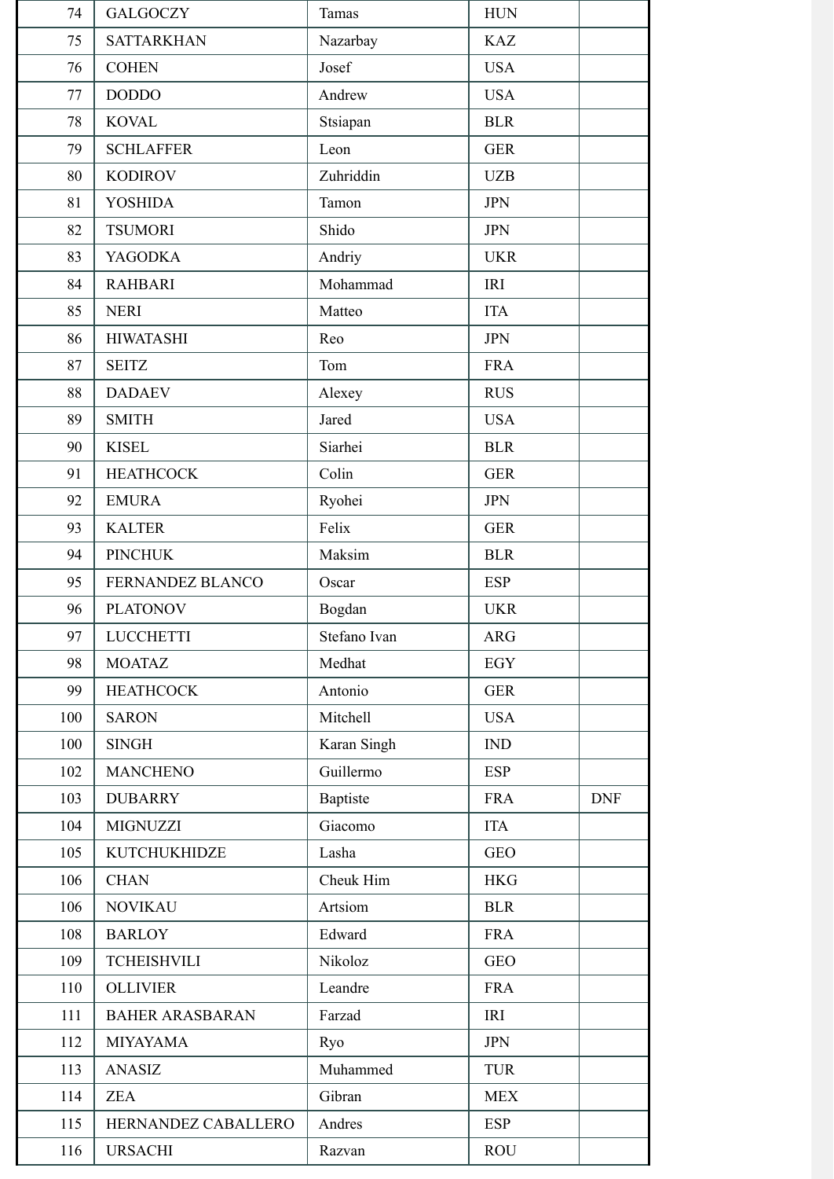| | | | | |
|---|---|---|---|---|
| 74 | GALGOCZY | Tamas | HUN | |
| 75 | SATTARKHAN | Nazarbay | KAZ | |
| 76 | COHEN | Josef | USA | |
| 77 | DODDO | Andrew | USA | |
| 78 | KOVAL | Stsiapan | BLR | |
| 79 | SCHLAFFER | Leon | GER | |
| 80 | KODIROV | Zuhriddin | UZB | |
| 81 | YOSHIDA | Tamon | JPN | |
| 82 | TSUMORI | Shido | JPN | |
| 83 | YAGODKA | Andriy | UKR | |
| 84 | RAHBARI | Mohammad | IRI | |
| 85 | NERI | Matteo | ITA | |
| 86 | HIWATASHI | Reo | JPN | |
| 87 | SEITZ | Tom | FRA | |
| 88 | DADAEV | Alexey | RUS | |
| 89 | SMITH | Jared | USA | |
| 90 | KISEL | Siarhei | BLR | |
| 91 | HEATHCOCK | Colin | GER | |
| 92 | EMURA | Ryohei | JPN | |
| 93 | KALTER | Felix | GER | |
| 94 | PINCHUK | Maksim | BLR | |
| 95 | FERNANDEZ BLANCO | Oscar | ESP | |
| 96 | PLATONOV | Bogdan | UKR | |
| 97 | LUCCHETTI | Stefano Ivan | ARG | |
| 98 | MOATAZ | Medhat | EGY | |
| 99 | HEATHCOCK | Antonio | GER | |
| 100 | SARON | Mitchell | USA | |
| 100 | SINGH | Karan Singh | IND | |
| 102 | MANCHENO | Guillermo | ESP | |
| 103 | DUBARRY | Baptiste | FRA | DNF |
| 104 | MIGNUZZI | Giacomo | ITA | |
| 105 | KUTCHUKHIDZE | Lasha | GEO | |
| 106 | CHAN | Cheuk Him | HKG | |
| 106 | NOVIKAU | Artsiom | BLR | |
| 108 | BARLOY | Edward | FRA | |
| 109 | TCHEISHVILI | Nikoloz | GEO | |
| 110 | OLLIVIER | Leandre | FRA | |
| 111 | BAHER ARASBARAN | Farzad | IRI | |
| 112 | MIYAYAMA | Ryo | JPN | |
| 113 | ANASIZ | Muhammed | TUR | |
| 114 | ZEA | Gibran | MEX | |
| 115 | HERNANDEZ CABALLERO | Andres | ESP | |
| 116 | URSACHI | Razvan | ROU | |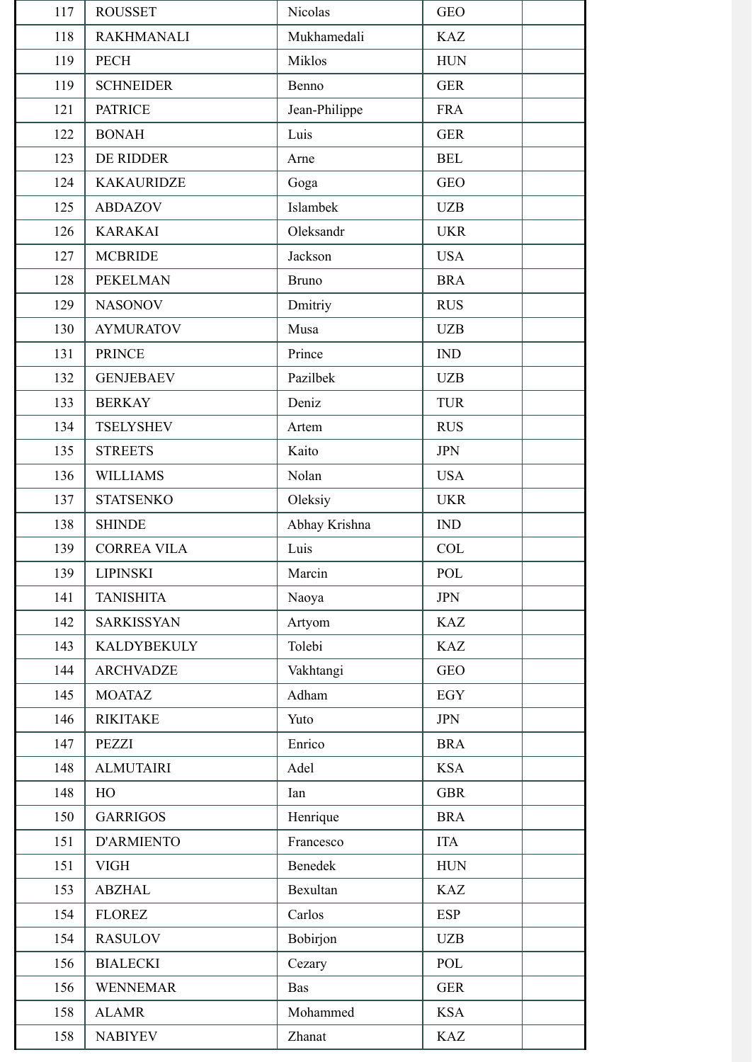| 117 | ROUSSET | Nicolas | GEO | |
|---|---|---|---|---|
| 118 | RAKHMANALI | Mukhamedali | KAZ | |
| 119 | PECH | Miklos | HUN | |
| 119 | SCHNEIDER | Benno | GER | |
| 121 | PATRICE | Jean-Philippe | FRA | |
| 122 | BONAH | Luis | GER | |
| 123 | DE RIDDER | Arne | BEL | |
| 124 | KAKAURIDZE | Goga | GEO | |
| 125 | ABDAZOV | Islambek | UZB | |
| 126 | KARAKAI | Oleksandr | UKR | |
| 127 | MCBRIDE | Jackson | USA | |
| 128 | PEKELMAN | Bruno | BRA | |
| 129 | NASONOV | Dmitriy | RUS | |
| 130 | AYMURATOV | Musa | UZB | |
| 131 | PRINCE | Prince | IND | |
| 132 | GENJEBAEV | Pazilbek | UZB | |
| 133 | BERKAY | Deniz | TUR | |
| 134 | TSELYSHEV | Artem | RUS | |
| 135 | STREETS | Kaito | JPN | |
| 136 | WILLIAMS | Nolan | USA | |
| 137 | STATSENKO | Oleksiy | UKR | |
| 138 | SHINDE | Abhay Krishna | IND | |
| 139 | CORREA VILA | Luis | COL | |
| 139 | LIPINSKI | Marcin | POL | |
| 141 | TANISHITA | Naoya | JPN | |
| 142 | SARKISSYAN | Artyom | KAZ | |
| 143 | KALDYBEKULY | Tolebi | KAZ | |
| 144 | ARCHVADZE | Vakhtangi | GEO | |
| 145 | MOATAZ | Adham | EGY | |
| 146 | RIKITAKE | Yuto | JPN | |
| 147 | PEZZI | Enrico | BRA | |
| 148 | ALMUTAIRI | Adel | KSA | |
| 148 | HO | Ian | GBR | |
| 150 | GARRIGOS | Henrique | BRA | |
| 151 | D'ARMIENTO | Francesco | ITA | |
| 151 | VIGH | Benedek | HUN | |
| 153 | ABZHAL | Bexultan | KAZ | |
| 154 | FLOREZ | Carlos | ESP | |
| 154 | RASULOV | Bobirjon | UZB | |
| 156 | BIALECKI | Cezary | POL | |
| 156 | WENNEMAR | Bas | GER | |
| 158 | ALAMR | Mohammed | KSA | |
| 158 | NABIYEV | Zhanat | KAZ | |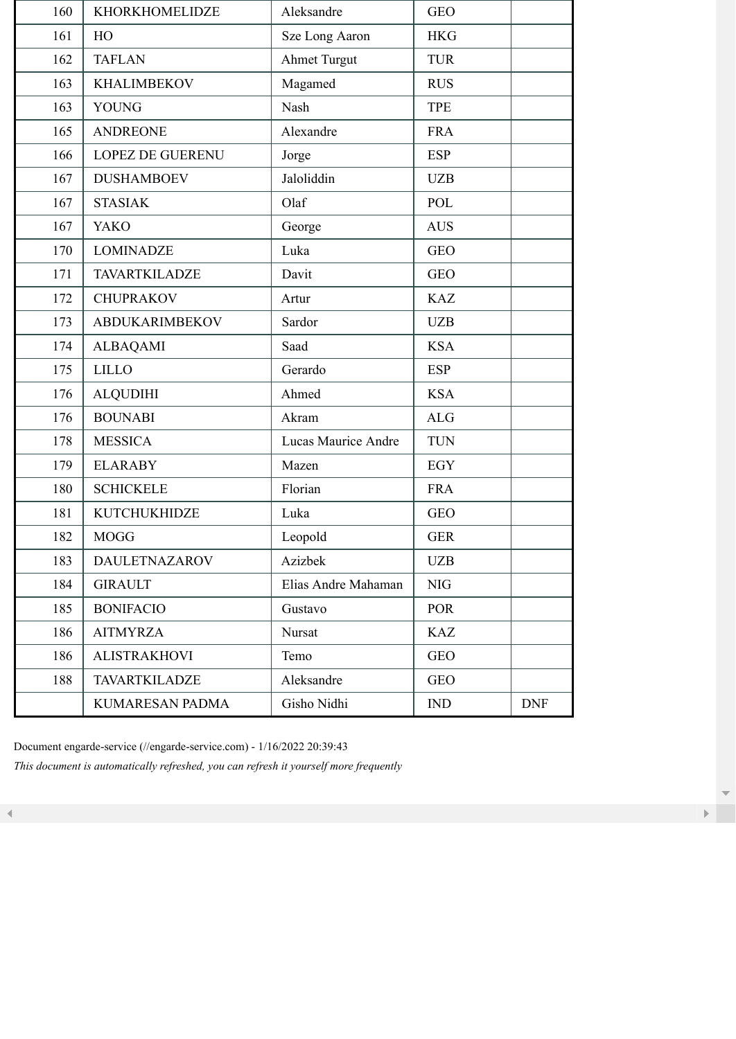| | | | | |
|---|---|---|---|---|
| 160 | KHORKHOMELIDZE | Aleksandre | GEO | |
| 161 | HO | Sze Long Aaron | HKG | |
| 162 | TAFLAN | Ahmet Turgut | TUR | |
| 163 | KHALIMBEKOV | Magamed | RUS | |
| 163 | YOUNG | Nash | TPE | |
| 165 | ANDREONE | Alexandre | FRA | |
| 166 | LOPEZ DE GUERENU | Jorge | ESP | |
| 167 | DUSHAMBOEV | Jaloliddin | UZB | |
| 167 | STASIAK | Olaf | POL | |
| 167 | YAKO | George | AUS | |
| 170 | LOMINADZE | Luka | GEO | |
| 171 | TAVARTKILADZE | Davit | GEO | |
| 172 | CHUPRAKOV | Artur | KAZ | |
| 173 | ABDUKARIMBEKOV | Sardor | UZB | |
| 174 | ALBAQAMI | Saad | KSA | |
| 175 | LILLO | Gerardo | ESP | |
| 176 | ALQUDIHI | Ahmed | KSA | |
| 176 | BOUNABI | Akram | ALG | |
| 178 | MESSICA | Lucas Maurice Andre | TUN | |
| 179 | ELARABY | Mazen | EGY | |
| 180 | SCHICKELE | Florian | FRA | |
| 181 | KUTCHUKHIDZE | Luka | GEO | |
| 182 | MOGG | Leopold | GER | |
| 183 | DAULETNAZAROV | Azizbek | UZB | |
| 184 | GIRAULT | Elias Andre Mahaman | NIG | |
| 185 | BONIFACIO | Gustavo | POR | |
| 186 | AITMYRZA | Nursat | KAZ | |
| 186 | ALISTRAKHOVI | Temo | GEO | |
| 188 | TAVARTKILADZE | Aleksandre | GEO | |
| | KUMARESAN PADMA | Gisho Nidhi | IND | DNF |

Document engarde-service (//engarde-service.com) - 1/16/2022 20:39:43

*This document is automatically refreshed, you can refresh it yourself more frequently*